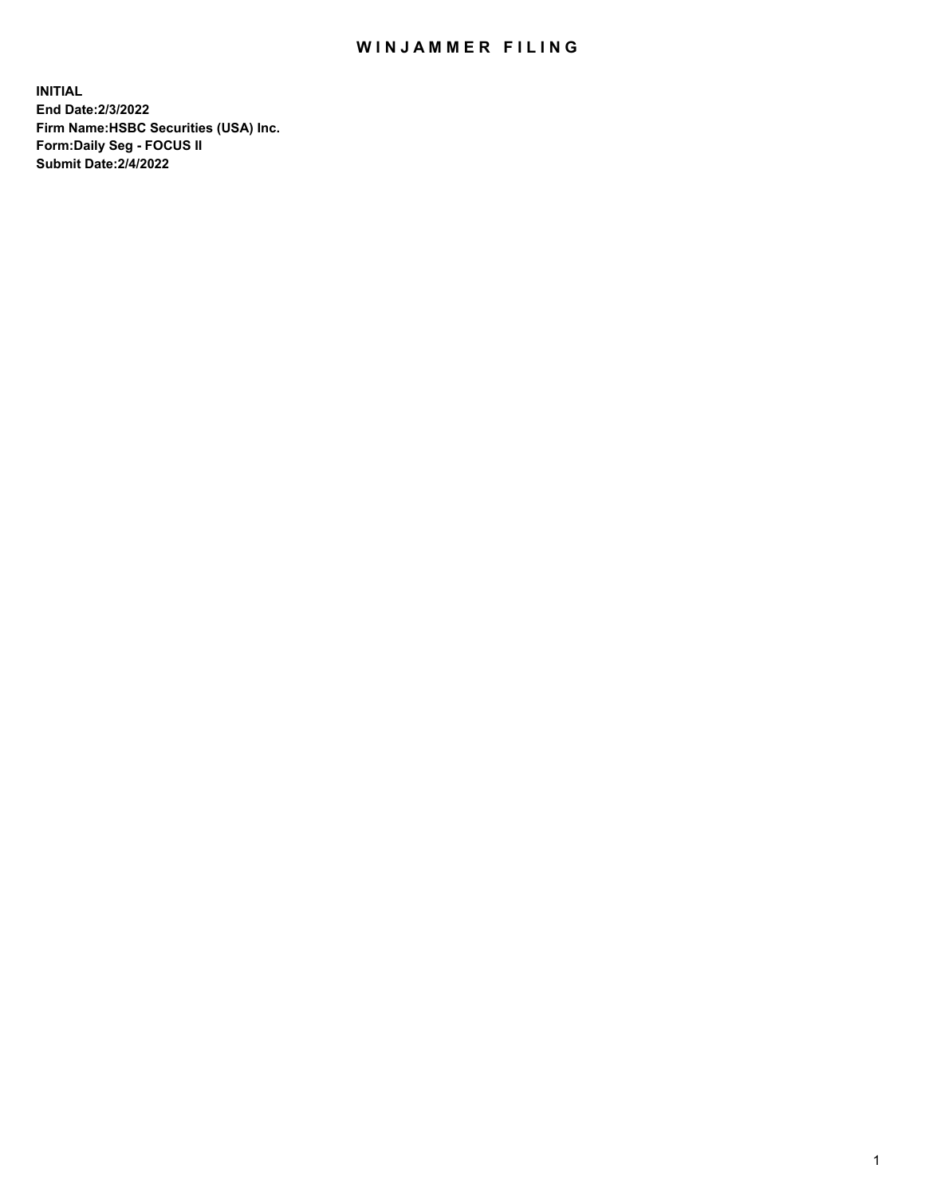# WINJAMMER FILING

**INITIAL**
**End Date:2/3/2022**
**Firm Name:HSBC Securities (USA) Inc.**
**Form:Daily Seg - FOCUS II**
**Submit Date:2/4/2022**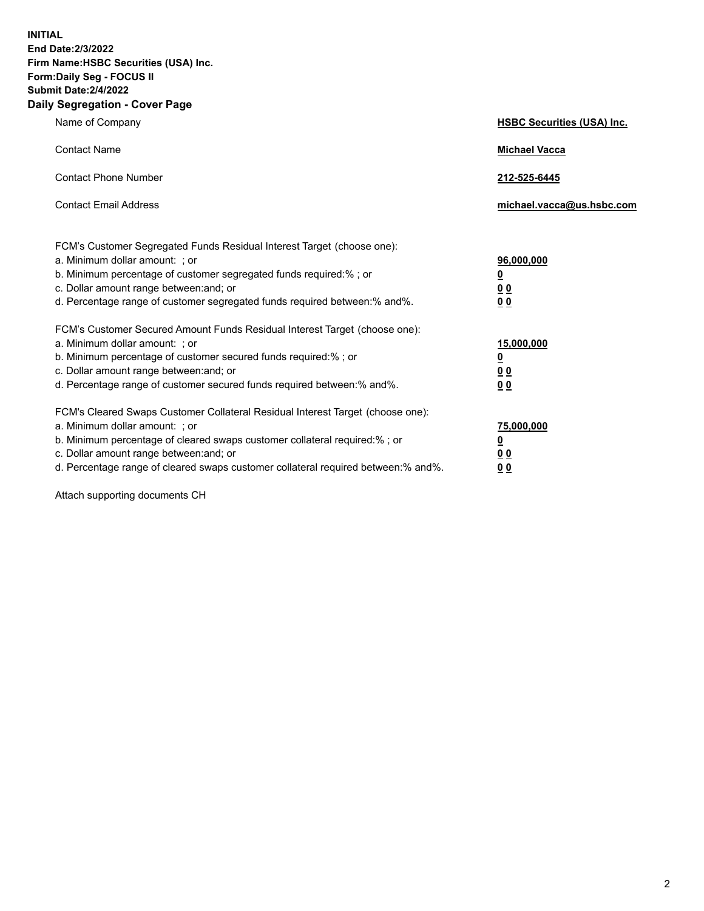**INITIAL**
**End Date:2/3/2022**
**Firm Name:HSBC Securities (USA) Inc.**
**Form:Daily Seg - FOCUS II**
**Submit Date:2/4/2022**

## Daily Segregation - Cover Page

| | |
|---|---|
| Name of Company | **HSBC Securities (USA) Inc.** |
| Contact Name | **Michael Vacca** |
| Contact Phone Number | **212-525-6445** |
| Contact Email Address | **michael.vacca@us.hsbc.com** |

| | |
|---|---|
| FCM's Customer Segregated Funds Residual Interest Target (choose one): | |
| a. Minimum dollar amount: ; or | **96,000,000** |
| b. Minimum percentage of customer segregated funds required:% ; or | **0** |
| c. Dollar amount range between:and; or | **0 0** |
| d. Percentage range of customer segregated funds required between:% and%. | **0 0** |
| FCM's Customer Secured Amount Funds Residual Interest Target (choose one): | |
| a. Minimum dollar amount: ; or | **15,000,000** |
| b. Minimum percentage of customer secured funds required:% ; or | **0** |
| c. Dollar amount range between:and; or | **0 0** |
| d. Percentage range of customer secured funds required between:% and%. | **0 0** |
| FCM's Cleared Swaps Customer Collateral Residual Interest Target (choose one): | |
| a. Minimum dollar amount: ; or | **75,000,000** |
| b. Minimum percentage of cleared swaps customer collateral required:% ; or | **0** |
| c. Dollar amount range between:and; or | **0 0** |
| d. Percentage range of cleared swaps customer collateral required between:% and%. | **0 0** |

Attach supporting documents CH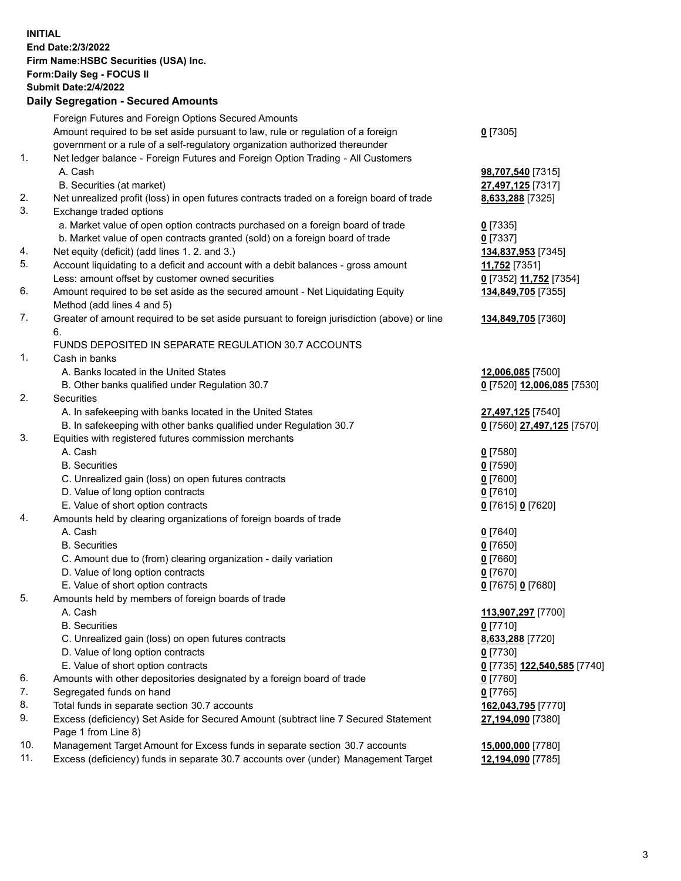**INITIAL**
**End Date:2/3/2022**
**Firm Name:HSBC Securities (USA) Inc.**
**Form:Daily Seg - FOCUS II**
**Submit Date:2/4/2022**

## Daily Segregation - Secured Amounts

| | | |
|---|---|---|
| | Foreign Futures and Foreign Options Secured Amounts | |
| | Amount required to be set aside pursuant to law, rule or regulation of a foreign government or a rule of a self-regulatory organization authorized thereunder | **0** [7305] |
| 1. | Net ledger balance - Foreign Futures and Foreign Option Trading - All Customers | |
| | A. Cash | **98,707,540** [7315] |
| | B. Securities (at market) | **27,497,125** [7317] |
| 2. | Net unrealized profit (loss) in open futures contracts traded on a foreign board of trade | **8,633,288** [7325] |
| 3. | Exchange traded options | |
| | a. Market value of open option contracts purchased on a foreign board of trade | **0** [7335] |
| | b. Market value of open contracts granted (sold) on a foreign board of trade | **0** [7337] |
| 4. | Net equity (deficit) (add lines 1. 2. and 3.) | **134,837,953** [7345] |
| 5. | Account liquidating to a deficit and account with a debit balances - gross amount | **11,752** [7351] |
| | Less: amount offset by customer owned securities | **0** [7352] **11,752** [7354] |
| 6. | Amount required to be set aside as the secured amount - Net Liquidating Equity Method (add lines 4 and 5) | **134,849,705** [7355] |
| 7. | Greater of amount required to be set aside pursuant to foreign jurisdiction (above) or line 6. | **134,849,705** [7360] |
| | FUNDS DEPOSITED IN SEPARATE REGULATION 30.7 ACCOUNTS | |
| 1. | Cash in banks | |
| | A. Banks located in the United States | **12,006,085** [7500] |
| | B. Other banks qualified under Regulation 30.7 | **0** [7520] **12,006,085** [7530] |
| 2. | Securities | |
| | A. In safekeeping with banks located in the United States | **27,497,125** [7540] |
| | B. In safekeeping with other banks qualified under Regulation 30.7 | **0** [7560] **27,497,125** [7570] |
| 3. | Equities with registered futures commission merchants | |
| | A. Cash | **0** [7580] |
| | B. Securities | **0** [7590] |
| | C. Unrealized gain (loss) on open futures contracts | **0** [7600] |
| | D. Value of long option contracts | **0** [7610] |
| | E. Value of short option contracts | **0** [7615] **0** [7620] |
| 4. | Amounts held by clearing organizations of foreign boards of trade | |
| | A. Cash | **0** [7640] |
| | B. Securities | **0** [7650] |
| | C. Amount due to (from) clearing organization - daily variation | **0** [7660] |
| | D. Value of long option contracts | **0** [7670] |
| | E. Value of short option contracts | **0** [7675] **0** [7680] |
| 5. | Amounts held by members of foreign boards of trade | |
| | A. Cash | **113,907,297** [7700] |
| | B. Securities | **0** [7710] |
| | C. Unrealized gain (loss) on open futures contracts | **8,633,288** [7720] |
| | D. Value of long option contracts | **0** [7730] |
| | E. Value of short option contracts | **0** [7735] **122,540,585** [7740] |
| 6. | Amounts with other depositories designated by a foreign board of trade | **0** [7760] |
| 7. | Segregated funds on hand | **0** [7765] |
| 8. | Total funds in separate section 30.7 accounts | **162,043,795** [7770] |
| 9. | Excess (deficiency) Set Aside for Secured Amount (subtract line 7 Secured Statement Page 1 from Line 8) | **27,194,090** [7380] |
| 10. | Management Target Amount for Excess funds in separate section 30.7 accounts | **15,000,000** [7780] |
| 11. | Excess (deficiency) funds in separate 30.7 accounts over (under) Management Target | **12,194,090** [7785] |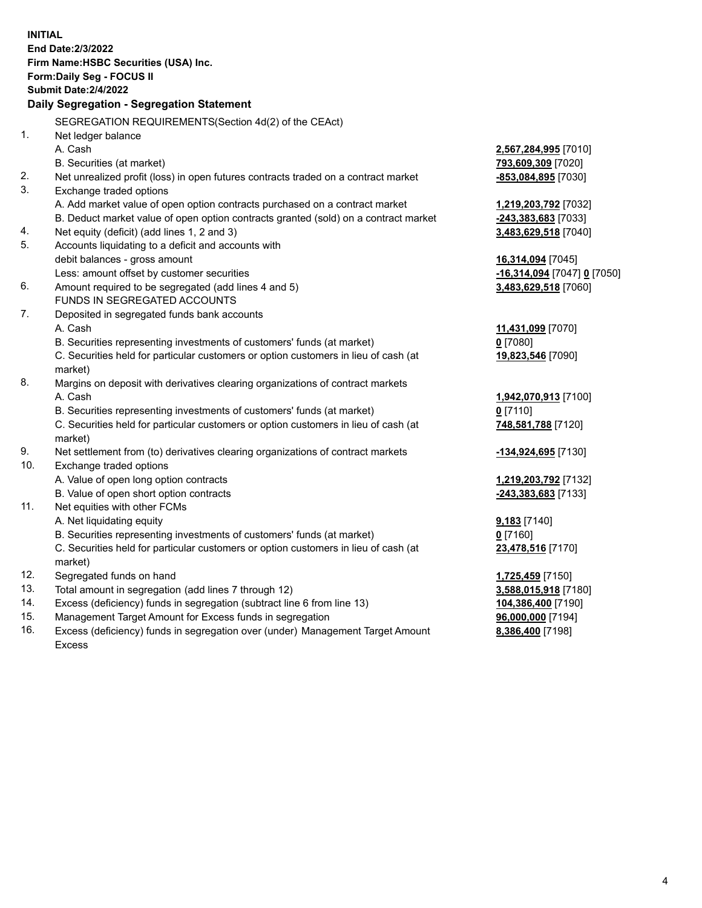**INITIAL**
**End Date:2/3/2022**
**Firm Name:HSBC Securities (USA) Inc.**
**Form:Daily Seg - FOCUS II**
**Submit Date:2/4/2022**

## Daily Segregation - Segregation Statement

SEGREGATION REQUIREMENTS(Section 4d(2) of the CEAct)

| | | |
|---|---|---|
| 1. | Net ledger balance | |
| | A. Cash | 2,567,284,995 [7010] |
| | B. Securities (at market) | 793,609,309 [7020] |
| 2. | Net unrealized profit (loss) in open futures contracts traded on a contract market | -853,084,895 [7030] |
| 3. | Exchange traded options | |
| | A. Add market value of open option contracts purchased on a contract market | 1,219,203,792 [7032] |
| | B. Deduct market value of open option contracts granted (sold) on a contract market | -243,383,683 [7033] |
| 4. | Net equity (deficit) (add lines 1, 2 and 3) | 3,483,629,518 [7040] |
| 5. | Accounts liquidating to a deficit and accounts with | |
| | debit balances - gross amount | 16,314,094 [7045] |
| | Less: amount offset by customer securities | -16,314,094 [7047] 0 [7050] |
| 6. | Amount required to be segregated (add lines 4 and 5) | 3,483,629,518 [7060] |
| | FUNDS IN SEGREGATED ACCOUNTS | |
| 7. | Deposited in segregated funds bank accounts | |
| | A. Cash | 11,431,099 [7070] |
| | B. Securities representing investments of customers' funds (at market) | 0 [7080] |
| | C. Securities held for particular customers or option customers in lieu of cash (at market) | 19,823,546 [7090] |
| 8. | Margins on deposit with derivatives clearing organizations of contract markets | |
| | A. Cash | 1,942,070,913 [7100] |
| | B. Securities representing investments of customers' funds (at market) | 0 [7110] |
| | C. Securities held for particular customers or option customers in lieu of cash (at market) | 748,581,788 [7120] |
| 9. | Net settlement from (to) derivatives clearing organizations of contract markets | -134,924,695 [7130] |
| 10. | Exchange traded options | |
| | A. Value of open long option contracts | 1,219,203,792 [7132] |
| | B. Value of open short option contracts | -243,383,683 [7133] |
| 11. | Net equities with other FCMs | |
| | A. Net liquidating equity | 9,183 [7140] |
| | B. Securities representing investments of customers' funds (at market) | 0 [7160] |
| | C. Securities held for particular customers or option customers in lieu of cash (at market) | 23,478,516 [7170] |
| 12. | Segregated funds on hand | 1,725,459 [7150] |
| 13. | Total amount in segregation (add lines 7 through 12) | 3,588,015,918 [7180] |
| 14. | Excess (deficiency) funds in segregation (subtract line 6 from line 13) | 104,386,400 [7190] |
| 15. | Management Target Amount for Excess funds in segregation | 96,000,000 [7194] |
| 16. | Excess (deficiency) funds in segregation over (under) Management Target Amount Excess | 8,386,400 [7198] |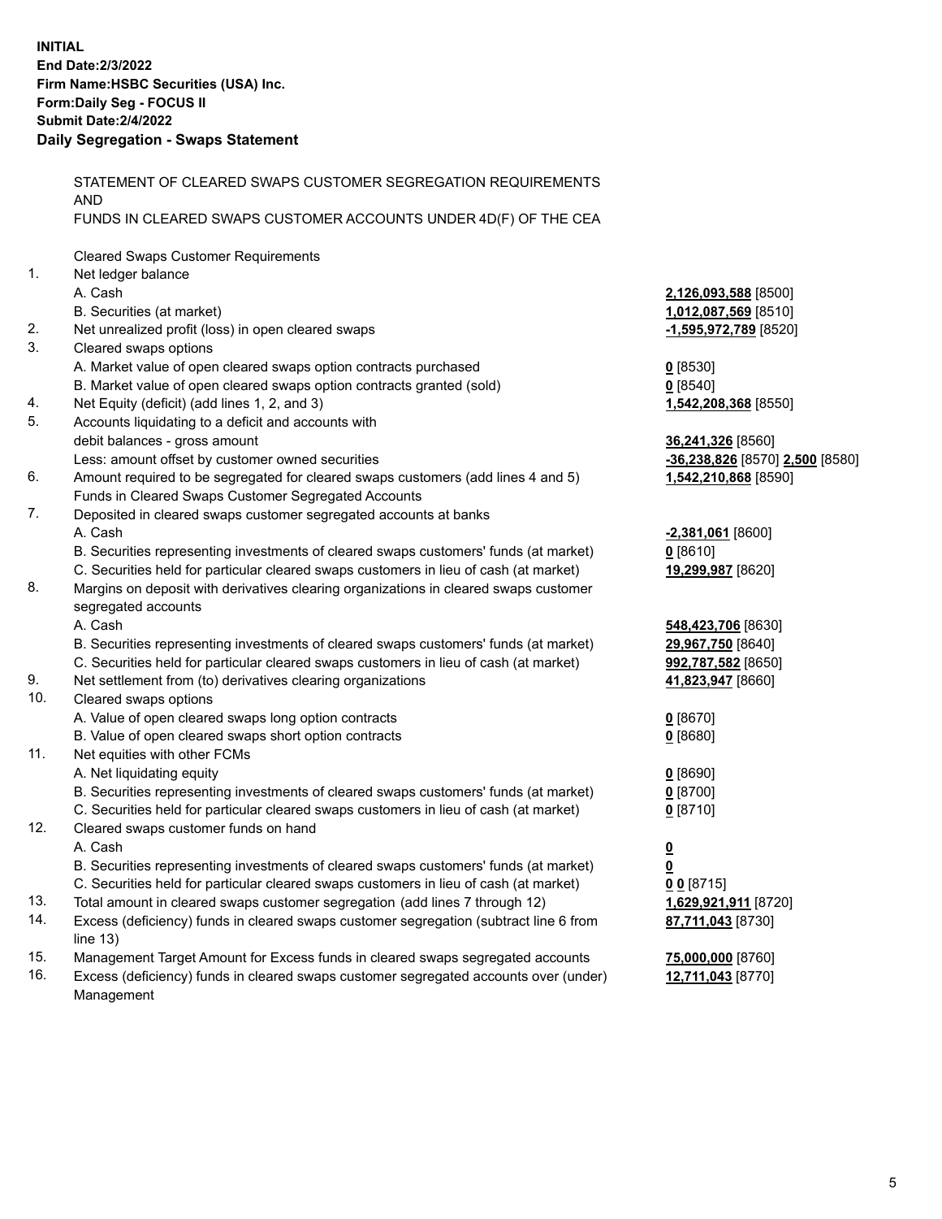**INITIAL**
**End Date:2/3/2022**
**Firm Name:HSBC Securities (USA) Inc.**
**Form:Daily Seg - FOCUS II**
**Submit Date:2/4/2022**
**Daily Segregation - Swaps Statement**

STATEMENT OF CLEARED SWAPS CUSTOMER SEGREGATION REQUIREMENTS AND FUNDS IN CLEARED SWAPS CUSTOMER ACCOUNTS UNDER 4D(F) OF THE CEA

| | | |
|---|---|---|
| | Cleared Swaps Customer Requirements | |
| 1. | Net ledger balance | |
| | A. Cash | **2,126,093,588** [8500] |
| | B. Securities (at market) | **1,012,087,569** [8510] |
| 2. | Net unrealized profit (loss) in open cleared swaps | **-1,595,972,789** [8520] |
| 3. | Cleared swaps options | |
| | A. Market value of open cleared swaps option contracts purchased | **0** [8530] |
| | B. Market value of open cleared swaps option contracts granted (sold) | **0** [8540] |
| 4. | Net Equity (deficit) (add lines 1, 2, and 3) | **1,542,208,368** [8550] |
| 5. | Accounts liquidating to a deficit and accounts with debit balances - gross amount | **36,241,326** [8560] |
| | Less: amount offset by customer owned securities | **-36,238,826** [8570] **2,500** [8580] |
| 6. | Amount required to be segregated for cleared swaps customers (add lines 4 and 5) | **1,542,210,868** [8590] |
| | Funds in Cleared Swaps Customer Segregated Accounts | |
| 7. | Deposited in cleared swaps customer segregated accounts at banks | |
| | A. Cash | **-2,381,061** [8600] |
| | B. Securities representing investments of cleared swaps customers' funds (at market) | **0** [8610] |
| | C. Securities held for particular cleared swaps customers in lieu of cash (at market) | **19,299,987** [8620] |
| 8. | Margins on deposit with derivatives clearing organizations in cleared swaps customer segregated accounts | |
| | A. Cash | **548,423,706** [8630] |
| | B. Securities representing investments of cleared swaps customers' funds (at market) | **29,967,750** [8640] |
| | C. Securities held for particular cleared swaps customers in lieu of cash (at market) | **992,787,582** [8650] |
| 9. | Net settlement from (to) derivatives clearing organizations | **41,823,947** [8660] |
| 10. | Cleared swaps options | |
| | A. Value of open cleared swaps long option contracts | **0** [8670] |
| | B. Value of open cleared swaps short option contracts | **0** [8680] |
| 11. | Net equities with other FCMs | |
| | A. Net liquidating equity | **0** [8690] |
| | B. Securities representing investments of cleared swaps customers' funds (at market) | **0** [8700] |
| | C. Securities held for particular cleared swaps customers in lieu of cash (at market) | **0** [8710] |
| 12. | Cleared swaps customer funds on hand | |
| | A. Cash | **0** |
| | B. Securities representing investments of cleared swaps customers' funds (at market) | **0** |
| | C. Securities held for particular cleared swaps customers in lieu of cash (at market) | **0** **0** [8715] |
| 13. | Total amount in cleared swaps customer segregation (add lines 7 through 12) | **1,629,921,911** [8720] |
| 14. | Excess (deficiency) funds in cleared swaps customer segregation (subtract line 6 from line 13) | **87,711,043** [8730] |
| 15. | Management Target Amount for Excess funds in cleared swaps segregated accounts | **75,000,000** [8760] |
| 16. | Excess (deficiency) funds in cleared swaps customer segregated accounts over (under) Management | **12,711,043** [8770] |